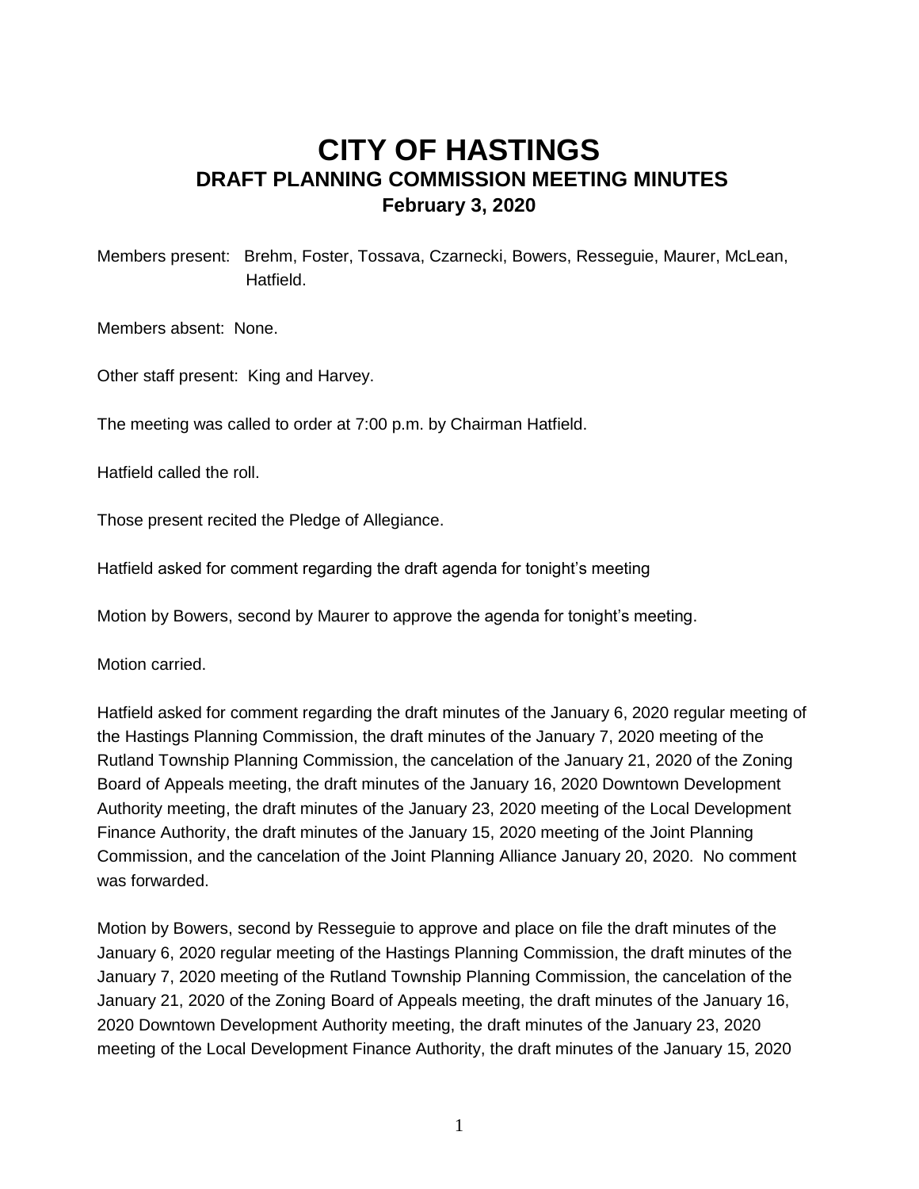# CITY OF HASTINGS
## DRAFT PLANNING COMMISSION MEETING MINUTES
### February 3, 2020

Members present: Brehm, Foster, Tossava, Czarnecki, Bowers, Resseguie, Maurer, McLean, Hatfield.

Members absent: None.

Other staff present: King and Harvey.

The meeting was called to order at 7:00 p.m. by Chairman Hatfield.

Hatfield called the roll.

Those present recited the Pledge of Allegiance.

Hatfield asked for comment regarding the draft agenda for tonight's meeting

Motion by Bowers, second by Maurer to approve the agenda for tonight's meeting.

Motion carried.

Hatfield asked for comment regarding the draft minutes of the January 6, 2020 regular meeting of the Hastings Planning Commission, the draft minutes of the January 7, 2020 meeting of the Rutland Township Planning Commission, the cancelation of the January 21, 2020 of the Zoning Board of Appeals meeting, the draft minutes of the January 16, 2020 Downtown Development Authority meeting, the draft minutes of the January 23, 2020 meeting of the Local Development Finance Authority, the draft minutes of the January 15, 2020 meeting of the Joint Planning Commission, and the cancelation of the Joint Planning Alliance January 20, 2020. No comment was forwarded.

Motion by Bowers, second by Resseguie to approve and place on file the draft minutes of the January 6, 2020 regular meeting of the Hastings Planning Commission, the draft minutes of the January 7, 2020 meeting of the Rutland Township Planning Commission, the cancelation of the January 21, 2020 of the Zoning Board of Appeals meeting, the draft minutes of the January 16, 2020 Downtown Development Authority meeting, the draft minutes of the January 23, 2020 meeting of the Local Development Finance Authority, the draft minutes of the January 15, 2020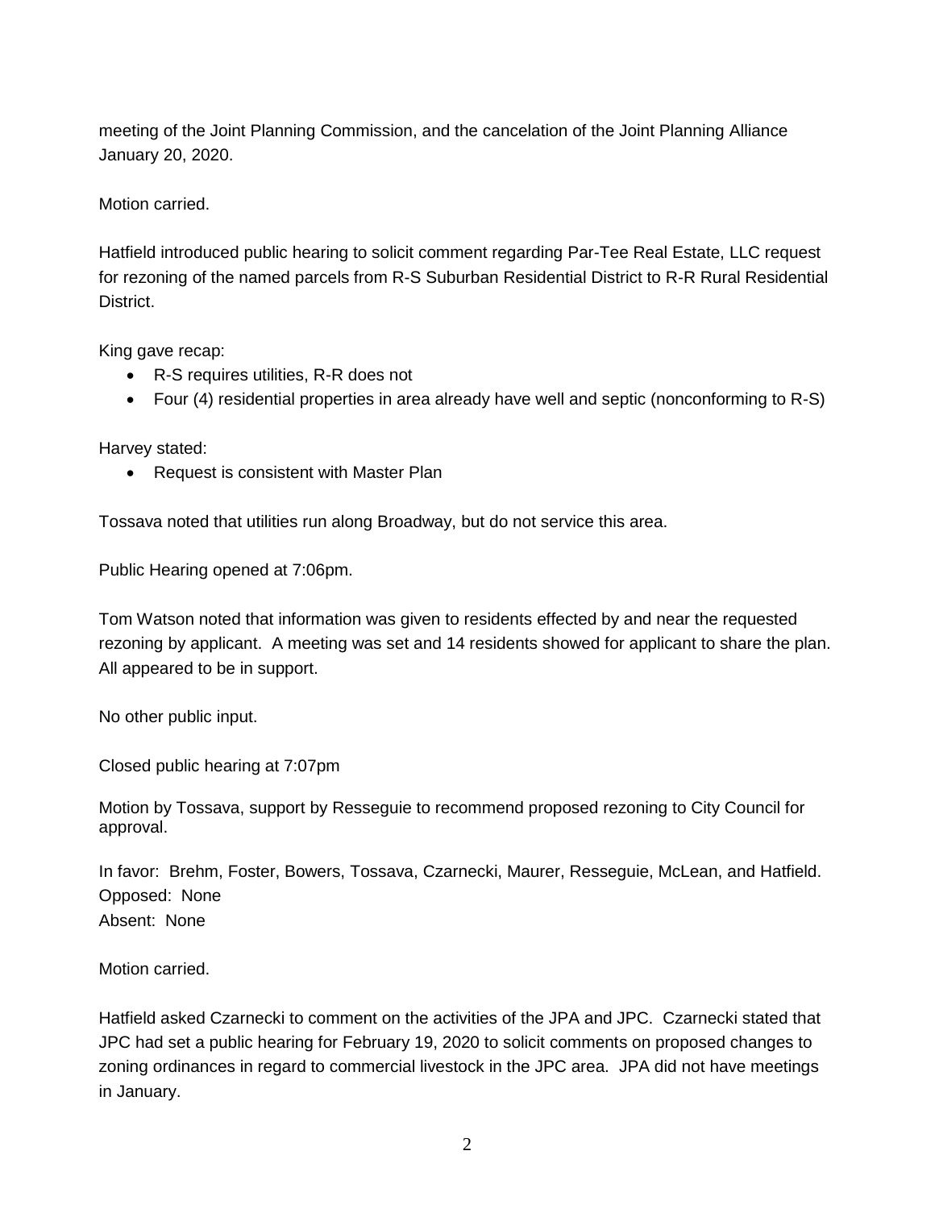meeting of the Joint Planning Commission, and the cancelation of the Joint Planning Alliance January 20, 2020.

Motion carried.

Hatfield introduced public hearing to solicit comment regarding Par-Tee Real Estate, LLC request for rezoning of the named parcels from R-S Suburban Residential District to R-R Rural Residential District.

King gave recap:

- R-S requires utilities, R-R does not
- Four (4) residential properties in area already have well and septic (nonconforming to R-S)

Harvey stated:

- Request is consistent with Master Plan

Tossava noted that utilities run along Broadway, but do not service this area.

Public Hearing opened at 7:06pm.

Tom Watson noted that information was given to residents effected by and near the requested rezoning by applicant. A meeting was set and 14 residents showed for applicant to share the plan. All appeared to be in support.

No other public input.

Closed public hearing at 7:07pm

Motion by Tossava, support by Resseguie to recommend proposed rezoning to City Council for approval.

In favor: Brehm, Foster, Bowers, Tossava, Czarnecki, Maurer, Resseguie, McLean, and Hatfield.
Opposed: None
Absent: None

Motion carried.

Hatfield asked Czarnecki to comment on the activities of the JPA and JPC. Czarnecki stated that JPC had set a public hearing for February 19, 2020 to solicit comments on proposed changes to zoning ordinances in regard to commercial livestock in the JPC area. JPA did not have meetings in January.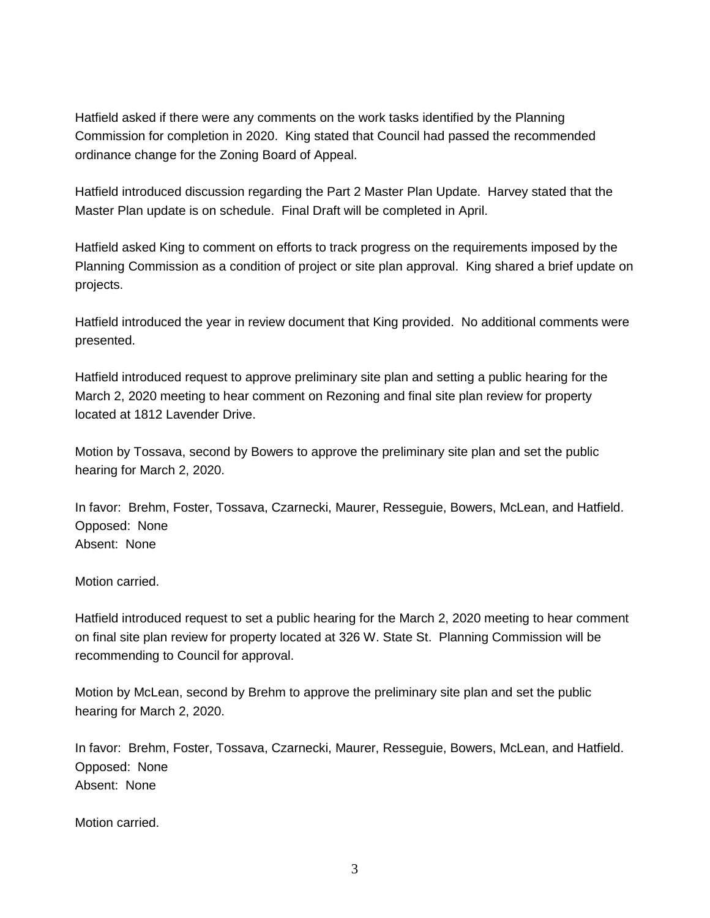Hatfield asked if there were any comments on the work tasks identified by the Planning Commission for completion in 2020. King stated that Council had passed the recommended ordinance change for the Zoning Board of Appeal.

Hatfield introduced discussion regarding the Part 2 Master Plan Update. Harvey stated that the Master Plan update is on schedule. Final Draft will be completed in April.

Hatfield asked King to comment on efforts to track progress on the requirements imposed by the Planning Commission as a condition of project or site plan approval. King shared a brief update on projects.

Hatfield introduced the year in review document that King provided. No additional comments were presented.

Hatfield introduced request to approve preliminary site plan and setting a public hearing for the March 2, 2020 meeting to hear comment on Rezoning and final site plan review for property located at 1812 Lavender Drive.

Motion by Tossava, second by Bowers to approve the preliminary site plan and set the public hearing for March 2, 2020.

In favor: Brehm, Foster, Tossava, Czarnecki, Maurer, Resseguie, Bowers, McLean, and Hatfield.
Opposed: None
Absent: None

Motion carried.

Hatfield introduced request to set a public hearing for the March 2, 2020 meeting to hear comment on final site plan review for property located at 326 W. State St. Planning Commission will be recommending to Council for approval.

Motion by McLean, second by Brehm to approve the preliminary site plan and set the public hearing for March 2, 2020.

In favor: Brehm, Foster, Tossava, Czarnecki, Maurer, Resseguie, Bowers, McLean, and Hatfield.
Opposed: None
Absent: None

Motion carried.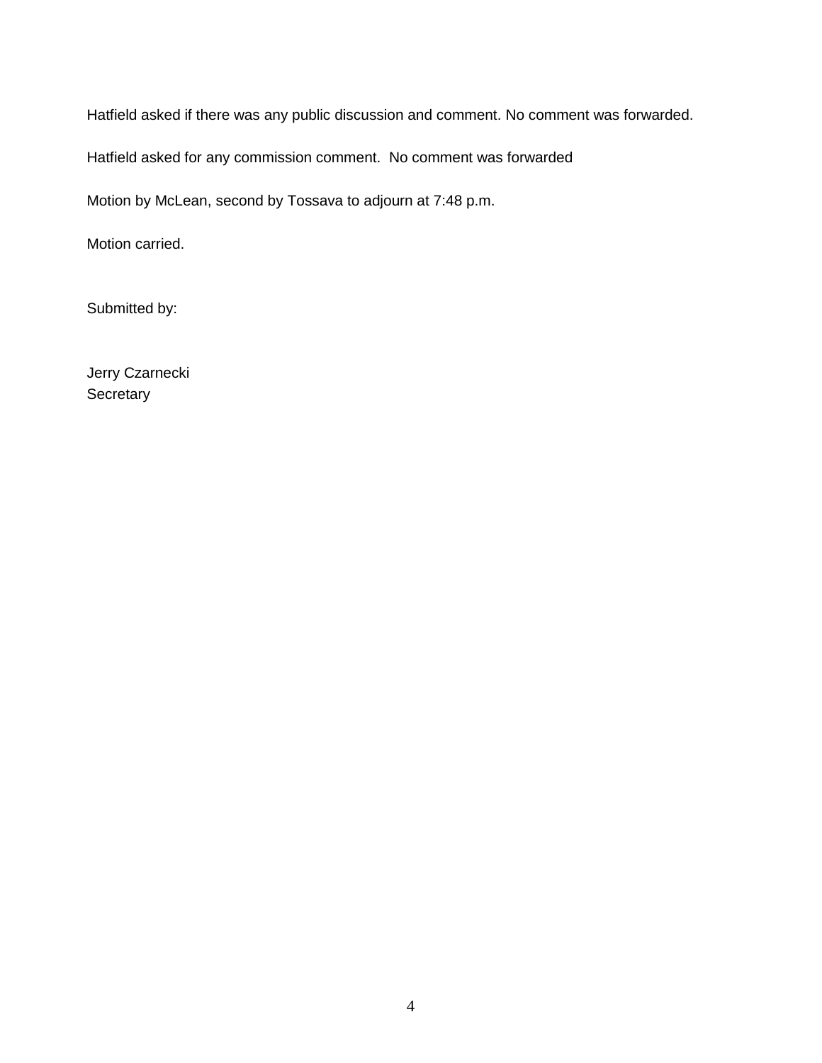Hatfield asked if there was any public discussion and comment. No comment was forwarded.

Hatfield asked for any commission comment.  No comment was forwarded

Motion by McLean, second by Tossava to adjourn at 7:48 p.m.

Motion carried.

Submitted by:

Jerry Czarnecki  
Secretary